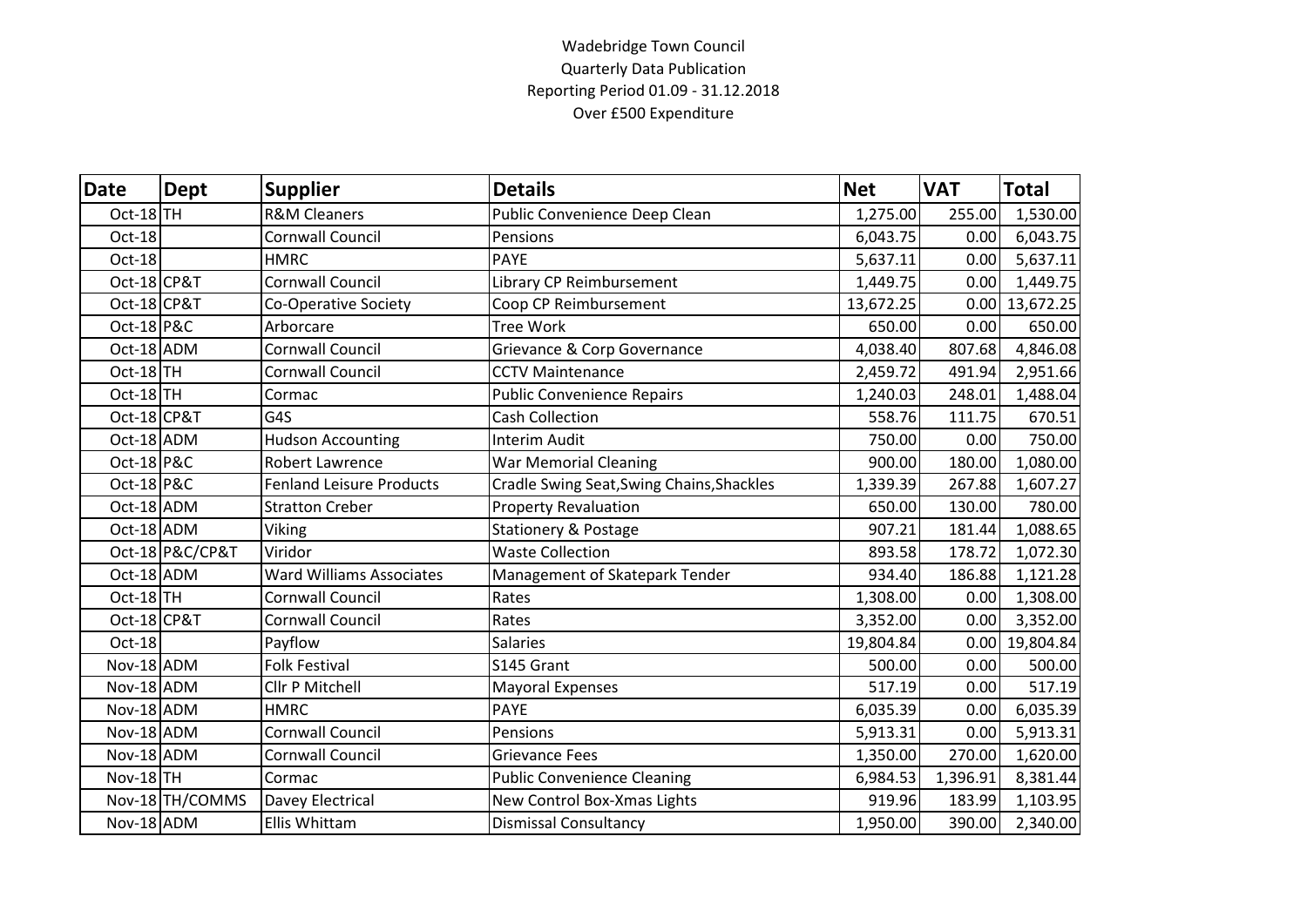Wadebridge Town Council
Quarterly Data Publication
Reporting Period 01.09 - 31.12.2018
Over £500 Expenditure

| Date | Dept | Supplier | Details | Net | VAT | Total |
|---|---|---|---|---|---|---|
| Oct-18 | TH | R&M Cleaners | Public Convenience Deep Clean | 1,275.00 | 255.00 | 1,530.00 |
| Oct-18 | | Cornwall Council | Pensions | 6,043.75 | 0.00 | 6,043.75 |
| Oct-18 | | HMRC | PAYE | 5,637.11 | 0.00 | 5,637.11 |
| Oct-18 | CP&T | Cornwall Council | Library CP Reimbursement | 1,449.75 | 0.00 | 1,449.75 |
| Oct-18 | CP&T | Co-Operative Society | Coop CP Reimbursement | 13,672.25 | 0.00 | 13,672.25 |
| Oct-18 | P&C | Arborcare | Tree Work | 650.00 | 0.00 | 650.00 |
| Oct-18 | ADM | Cornwall Council | Grievance & Corp Governance | 4,038.40 | 807.68 | 4,846.08 |
| Oct-18 | TH | Cornwall Council | CCTV Maintenance | 2,459.72 | 491.94 | 2,951.66 |
| Oct-18 | TH | Cormac | Public Convenience Repairs | 1,240.03 | 248.01 | 1,488.04 |
| Oct-18 | CP&T | G4S | Cash Collection | 558.76 | 111.75 | 670.51 |
| Oct-18 | ADM | Hudson Accounting | Interim Audit | 750.00 | 0.00 | 750.00 |
| Oct-18 | P&C | Robert Lawrence | War Memorial Cleaning | 900.00 | 180.00 | 1,080.00 |
| Oct-18 | P&C | Fenland Leisure Products | Cradle Swing Seat,Swing Chains,Shackles | 1,339.39 | 267.88 | 1,607.27 |
| Oct-18 | ADM | Stratton Creber | Property Revaluation | 650.00 | 130.00 | 780.00 |
| Oct-18 | ADM | Viking | Stationery & Postage | 907.21 | 181.44 | 1,088.65 |
| Oct-18 | P&C/CP&T | Viridor | Waste Collection | 893.58 | 178.72 | 1,072.30 |
| Oct-18 | ADM | Ward Williams Associates | Management of Skatepark Tender | 934.40 | 186.88 | 1,121.28 |
| Oct-18 | TH | Cornwall Council | Rates | 1,308.00 | 0.00 | 1,308.00 |
| Oct-18 | CP&T | Cornwall Council | Rates | 3,352.00 | 0.00 | 3,352.00 |
| Oct-18 | | Payflow | Salaries | 19,804.84 | 0.00 | 19,804.84 |
| Nov-18 | ADM | Folk Festival | S145 Grant | 500.00 | 0.00 | 500.00 |
| Nov-18 | ADM | Cllr P Mitchell | Mayoral Expenses | 517.19 | 0.00 | 517.19 |
| Nov-18 | ADM | HMRC | PAYE | 6,035.39 | 0.00 | 6,035.39 |
| Nov-18 | ADM | Cornwall Council | Pensions | 5,913.31 | 0.00 | 5,913.31 |
| Nov-18 | ADM | Cornwall Council | Grievance Fees | 1,350.00 | 270.00 | 1,620.00 |
| Nov-18 | TH | Cormac | Public Convenience Cleaning | 6,984.53 | 1,396.91 | 8,381.44 |
| Nov-18 | TH/COMMS | Davey Electrical | New Control Box-Xmas Lights | 919.96 | 183.99 | 1,103.95 |
| Nov-18 | ADM | Ellis Whittam | Dismissal Consultancy | 1,950.00 | 390.00 | 2,340.00 |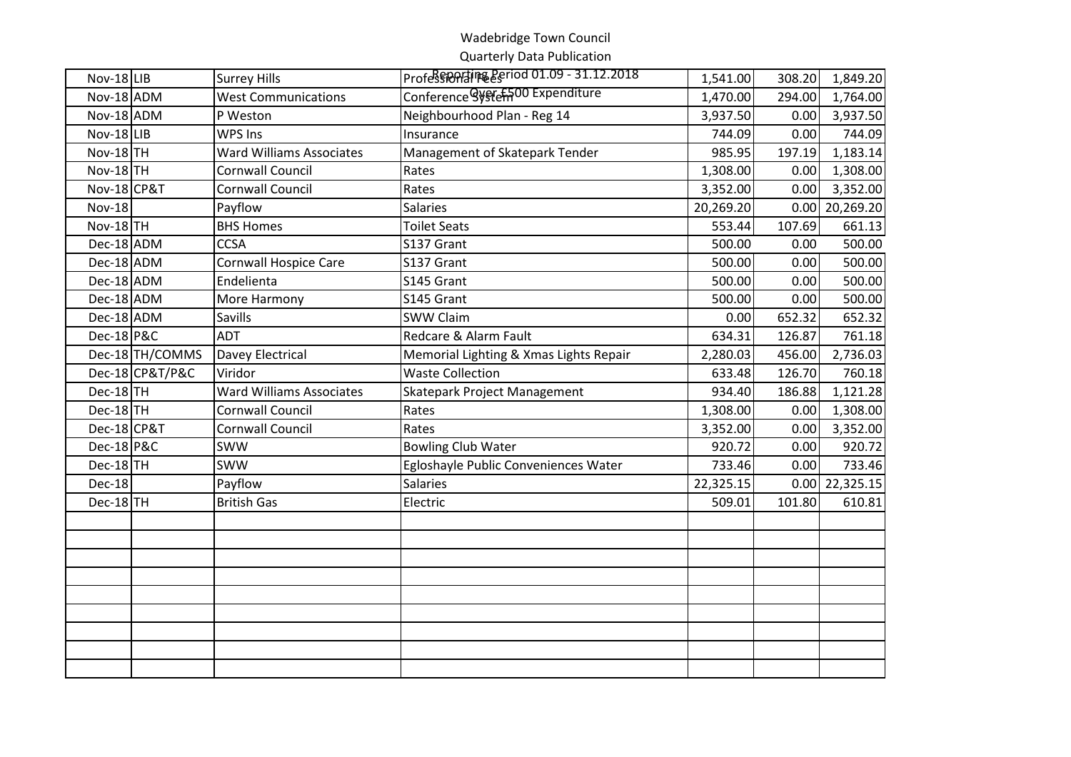Wadebridge Town Council
Quarterly Data Publication
Reporting Period 01.09 - 31.12.2018
Over £500 Expenditure

| | | | | | | |
|---|---|---|---|---|---|---|
| Nov-18 | LIB | Surrey Hills | Professional Fees | 1,541.00 | 308.20 | 1,849.20 |
| Nov-18 | ADM | West Communications | Conference System | 1,470.00 | 294.00 | 1,764.00 |
| Nov-18 | ADM | P Weston | Neighbourhood Plan - Reg 14 | 3,937.50 | 0.00 | 3,937.50 |
| Nov-18 | LIB | WPS Ins | Insurance | 744.09 | 0.00 | 744.09 |
| Nov-18 | TH | Ward Williams Associates | Management of Skatepark Tender | 985.95 | 197.19 | 1,183.14 |
| Nov-18 | TH | Cornwall Council | Rates | 1,308.00 | 0.00 | 1,308.00 |
| Nov-18 | CP&T | Cornwall Council | Rates | 3,352.00 | 0.00 | 3,352.00 |
| Nov-18 | | Payflow | Salaries | 20,269.20 | 0.00 | 20,269.20 |
| Nov-18 | TH | BHS Homes | Toilet Seats | 553.44 | 107.69 | 661.13 |
| Dec-18 | ADM | CCSA | S137 Grant | 500.00 | 0.00 | 500.00 |
| Dec-18 | ADM | Cornwall Hospice Care | S137 Grant | 500.00 | 0.00 | 500.00 |
| Dec-18 | ADM | Endelienta | S145 Grant | 500.00 | 0.00 | 500.00 |
| Dec-18 | ADM | More Harmony | S145 Grant | 500.00 | 0.00 | 500.00 |
| Dec-18 | ADM | Savills | SWW Claim | 0.00 | 652.32 | 652.32 |
| Dec-18 | P&C | ADT | Redcare & Alarm Fault | 634.31 | 126.87 | 761.18 |
| Dec-18 | TH/COMMS | Davey Electrical | Memorial Lighting & Xmas Lights Repair | 2,280.03 | 456.00 | 2,736.03 |
| Dec-18 | CP&T/P&C | Viridor | Waste Collection | 633.48 | 126.70 | 760.18 |
| Dec-18 | TH | Ward Williams Associates | Skatepark Project Management | 934.40 | 186.88 | 1,121.28 |
| Dec-18 | TH | Cornwall Council | Rates | 1,308.00 | 0.00 | 1,308.00 |
| Dec-18 | CP&T | Cornwall Council | Rates | 3,352.00 | 0.00 | 3,352.00 |
| Dec-18 | P&C | SWW | Bowling Club Water | 920.72 | 0.00 | 920.72 |
| Dec-18 | TH | SWW | Egloshayle Public Conveniences Water | 733.46 | 0.00 | 733.46 |
| Dec-18 | | Payflow | Salaries | 22,325.15 | 0.00 | 22,325.15 |
| Dec-18 | TH | British Gas | Electric | 509.01 | 101.80 | 610.81 |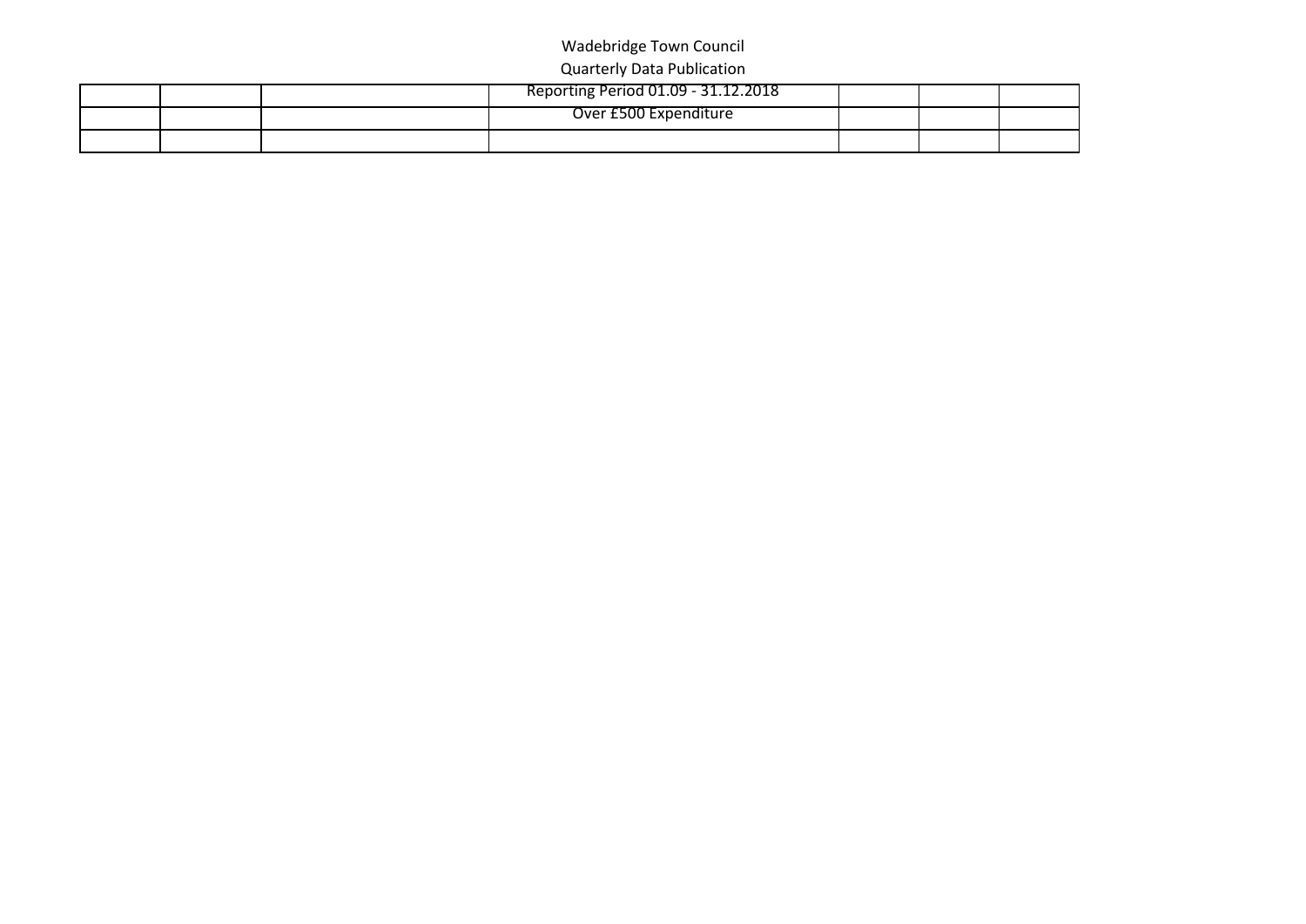Wadebridge Town Council

Quarterly Data Publication

| | | | | | | |
|---|---|---|---|---|---|---|
| | | | Reporting Period 01.09 - 31.12.2018 | | | |
| | | | Over £500 Expenditure | | | |
| | | | | | | |